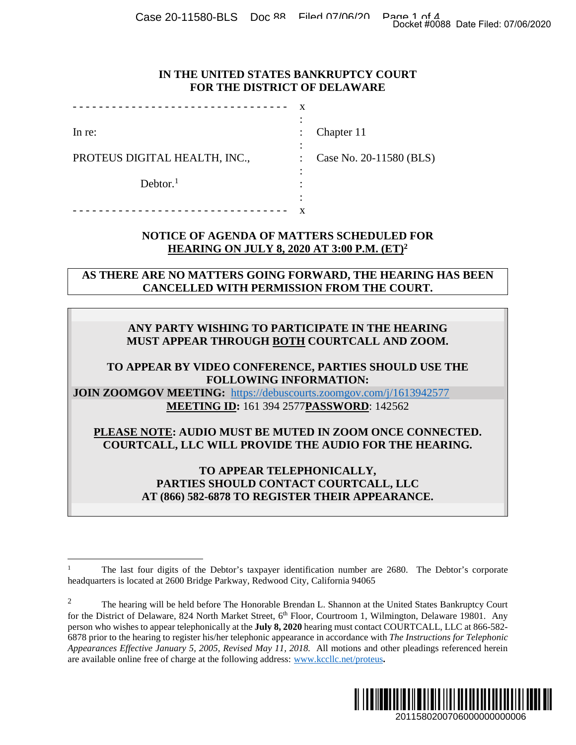# IN THE UNITED STATES BANKRUPTCY COURT FOR THE DISTRICT OF DELAWARE

| | | |
|---|---|---|
| In re: | : | Chapter 11 |
| PROTEUS DIGITAL HEALTH, INC., | : | Case No. 20-11580 (BLS) |
| Debtor.[1] | : | |

## NOTICE OF AGENDA OF MATTERS SCHEDULED FOR HEARING ON JULY 8, 2020 AT 3:00 P.M. (ET)[2]

**AS THERE ARE NO MATTERS GOING FORWARD, THE HEARING HAS BEEN CANCELLED WITH PERMISSION FROM THE COURT.**

**ANY PARTY WISHING TO PARTICIPATE IN THE HEARING MUST APPEAR THROUGH BOTH COURTCALL AND ZOOM.**

**TO APPEAR BY VIDEO CONFERENCE, PARTIES SHOULD USE THE FOLLOWING INFORMATION:**

**JOIN ZOOMGOV MEETING:** https://debuscourts.zoomgov.com/j/1613942577

**MEETING ID:** 161 394 2577 **PASSWORD**: 142562

**PLEASE NOTE: AUDIO MUST BE MUTED IN ZOOM ONCE CONNECTED. COURTCALL, LLC WILL PROVIDE THE AUDIO FOR THE HEARING.**

**TO APPEAR TELEPHONICALLY, PARTIES SHOULD CONTACT COURTCALL, LLC AT (866) 582-6878 TO REGISTER THEIR APPEARANCE.**

---

[1] The last four digits of the Debtor's taxpayer identification number are 2680. The Debtor's corporate headquarters is located at 2600 Bridge Parkway, Redwood City, California 94065

[2] The hearing will be held before The Honorable Brendan L. Shannon at the United States Bankruptcy Court for the District of Delaware, 824 North Market Street, 6th Floor, Courtroom 1, Wilmington, Delaware 19801. Any person who wishes to appear telephonically at the **July 8, 2020** hearing must contact COURTCALL, LLC at 866-582-6878 prior to the hearing to register his/her telephonic appearance in accordance with *The Instructions for Telephonic Appearances Effective January 5, 2005, Revised May 11, 2018.* All motions and other pleadings referenced herein are available online free of charge at the following address: www.kccllc.net/proteus**.**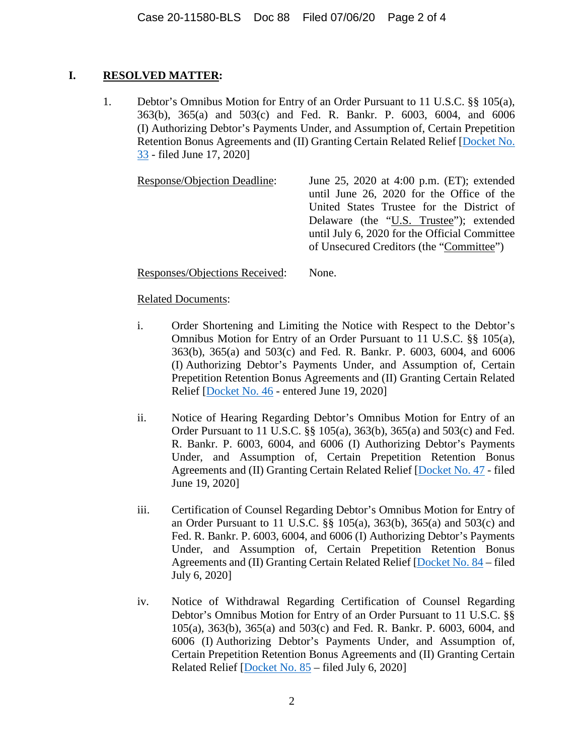## I. RESOLVED MATTER:

1. Debtor's Omnibus Motion for Entry of an Order Pursuant to 11 U.S.C. §§ 105(a), 363(b), 365(a) and 503(c) and Fed. R. Bankr. P. 6003, 6004, and 6006 (I) Authorizing Debtor's Payments Under, and Assumption of, Certain Prepetition Retention Bonus Agreements and (II) Granting Certain Related Relief [Docket No. 33 - filed June 17, 2020]

   Response/Objection Deadline: June 25, 2020 at 4:00 p.m. (ET); extended until June 26, 2020 for the Office of the United States Trustee for the District of Delaware (the "U.S. Trustee"); extended until July 6, 2020 for the Official Committee of Unsecured Creditors (the "Committee")

   Responses/Objections Received: None.

   Related Documents:

   i. Order Shortening and Limiting the Notice with Respect to the Debtor's Omnibus Motion for Entry of an Order Pursuant to 11 U.S.C. §§ 105(a), 363(b), 365(a) and 503(c) and Fed. R. Bankr. P. 6003, 6004, and 6006 (I) Authorizing Debtor's Payments Under, and Assumption of, Certain Prepetition Retention Bonus Agreements and (II) Granting Certain Related Relief [Docket No. 46 - entered June 19, 2020]

   ii. Notice of Hearing Regarding Debtor's Omnibus Motion for Entry of an Order Pursuant to 11 U.S.C. §§ 105(a), 363(b), 365(a) and 503(c) and Fed. R. Bankr. P. 6003, 6004, and 6006 (I) Authorizing Debtor's Payments Under, and Assumption of, Certain Prepetition Retention Bonus Agreements and (II) Granting Certain Related Relief [Docket No. 47 - filed June 19, 2020]

   iii. Certification of Counsel Regarding Debtor's Omnibus Motion for Entry of an Order Pursuant to 11 U.S.C. §§ 105(a), 363(b), 365(a) and 503(c) and Fed. R. Bankr. P. 6003, 6004, and 6006 (I) Authorizing Debtor's Payments Under, and Assumption of, Certain Prepetition Retention Bonus Agreements and (II) Granting Certain Related Relief [Docket No. 84 – filed July 6, 2020]

   iv. Notice of Withdrawal Regarding Certification of Counsel Regarding Debtor's Omnibus Motion for Entry of an Order Pursuant to 11 U.S.C. §§ 105(a), 363(b), 365(a) and 503(c) and Fed. R. Bankr. P. 6003, 6004, and 6006 (I) Authorizing Debtor's Payments Under, and Assumption of, Certain Prepetition Retention Bonus Agreements and (II) Granting Certain Related Relief [Docket No. 85 – filed July 6, 2020]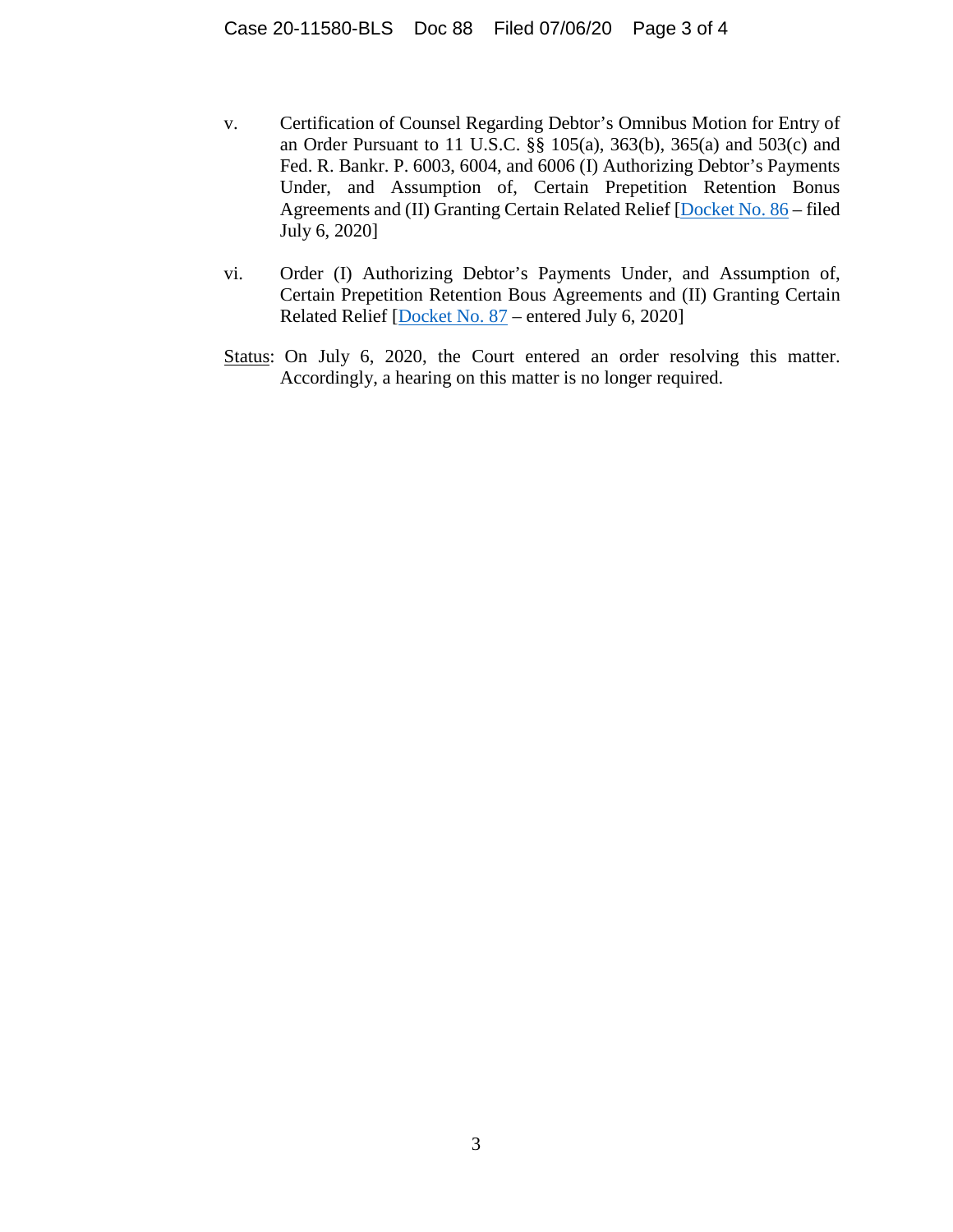v. Certification of Counsel Regarding Debtor's Omnibus Motion for Entry of an Order Pursuant to 11 U.S.C. §§ 105(a), 363(b), 365(a) and 503(c) and Fed. R. Bankr. P. 6003, 6004, and 6006 (I) Authorizing Debtor's Payments Under, and Assumption of, Certain Prepetition Retention Bonus Agreements and (II) Granting Certain Related Relief [Docket No. 86 – filed July 6, 2020]

vi. Order (I) Authorizing Debtor's Payments Under, and Assumption of, Certain Prepetition Retention Bous Agreements and (II) Granting Certain Related Relief [Docket No. 87 – entered July 6, 2020]

Status: On July 6, 2020, the Court entered an order resolving this matter. Accordingly, a hearing on this matter is no longer required.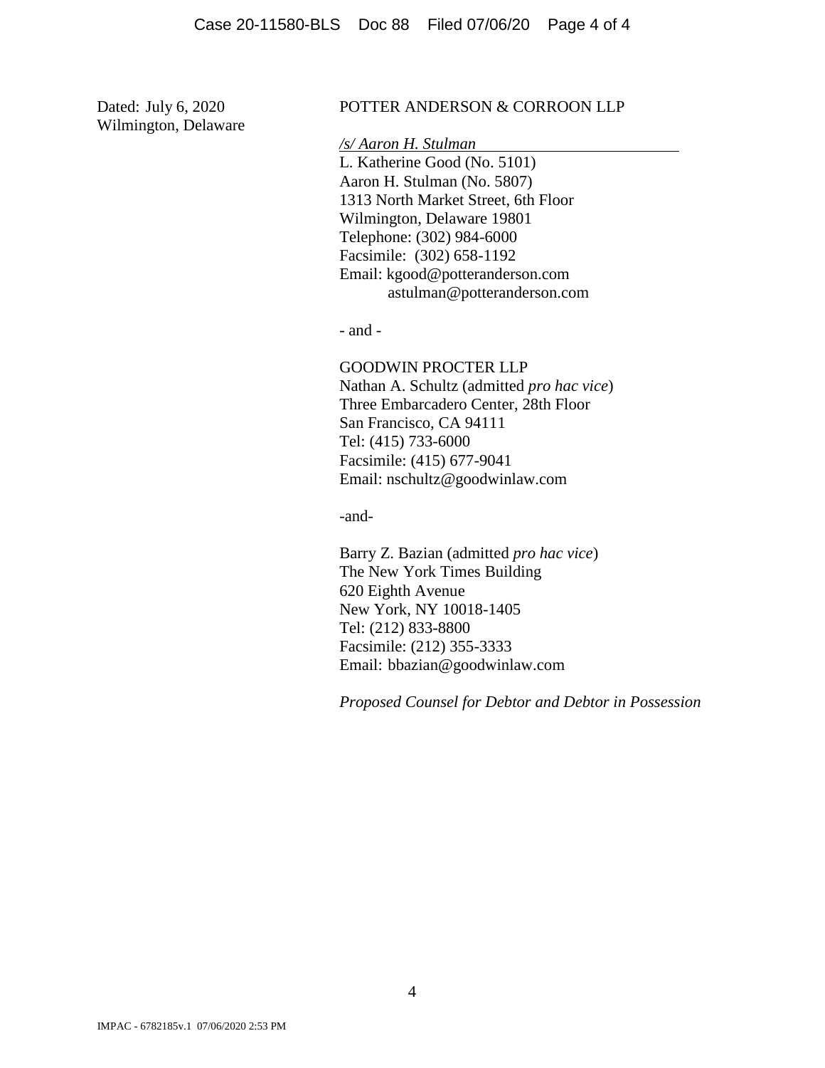Dated: July 6, 2020
Wilmington, Delaware

POTTER ANDERSON & CORROON LLP

*/s/ Aaron H. Stulman*
L. Katherine Good (No. 5101)
Aaron H. Stulman (No. 5807)
1313 North Market Street, 6th Floor
Wilmington, Delaware 19801
Telephone: (302) 984-6000
Facsimile: (302) 658-1192
Email: kgood@potteranderson.com
astulman@potteranderson.com

\- and -

GOODWIN PROCTER LLP
Nathan A. Schultz (admitted *pro hac vice*)
Three Embarcadero Center, 28th Floor
San Francisco, CA 94111
Tel: (415) 733-6000
Facsimile: (415) 677-9041
Email: nschultz@goodwinlaw.com

-and-

Barry Z. Bazian (admitted *pro hac vice*)
The New York Times Building
620 Eighth Avenue
New York, NY 10018-1405
Tel: (212) 833-8800
Facsimile: (212) 355-3333
Email: bbazian@goodwinlaw.com

*Proposed Counsel for Debtor and Debtor in Possession*

IMPAC - 6782185v.1 07/06/2020 2:53 PM